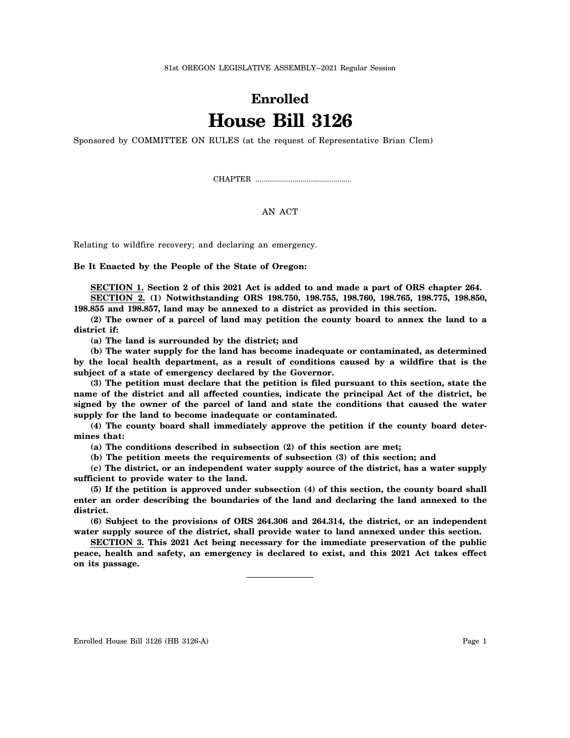81st OREGON LEGISLATIVE ASSEMBLY--2021 Regular Session

# Enrolled
# House Bill 3126

Sponsored by COMMITTEE ON RULES (at the request of Representative Brian Clem)

CHAPTER .................................................

AN ACT

Relating to wildfire recovery; and declaring an emergency.

**Be It Enacted by the People of the State of Oregon:**

**SECTION 1. Section 2 of this 2021 Act is added to and made a part of ORS chapter 264.**

**SECTION 2. (1) Notwithstanding ORS 198.750, 198.755, 198.760, 198.765, 198.775, 198.850, 198.855 and 198.857, land may be annexed to a district as provided in this section.**

**(2) The owner of a parcel of land may petition the county board to annex the land to a district if:**

**(a) The land is surrounded by the district; and**

**(b) The water supply for the land has become inadequate or contaminated, as determined by the local health department, as a result of conditions caused by a wildfire that is the subject of a state of emergency declared by the Governor.**

**(3) The petition must declare that the petition is filed pursuant to this section, state the name of the district and all affected counties, indicate the principal Act of the district, be signed by the owner of the parcel of land and state the conditions that caused the water supply for the land to become inadequate or contaminated.**

**(4) The county board shall immediately approve the petition if the county board determines that:**

**(a) The conditions described in subsection (2) of this section are met;**

**(b) The petition meets the requirements of subsection (3) of this section; and**

**(c) The district, or an independent water supply source of the district, has a water supply sufficient to provide water to the land.**

**(5) If the petition is approved under subsection (4) of this section, the county board shall enter an order describing the boundaries of the land and declaring the land annexed to the district.**

**(6) Subject to the provisions of ORS 264.306 and 264.314, the district, or an independent water supply source of the district, shall provide water to land annexed under this section.**

**SECTION 3. This 2021 Act being necessary for the immediate preservation of the public peace, health and safety, an emergency is declared to exist, and this 2021 Act takes effect on its passage.**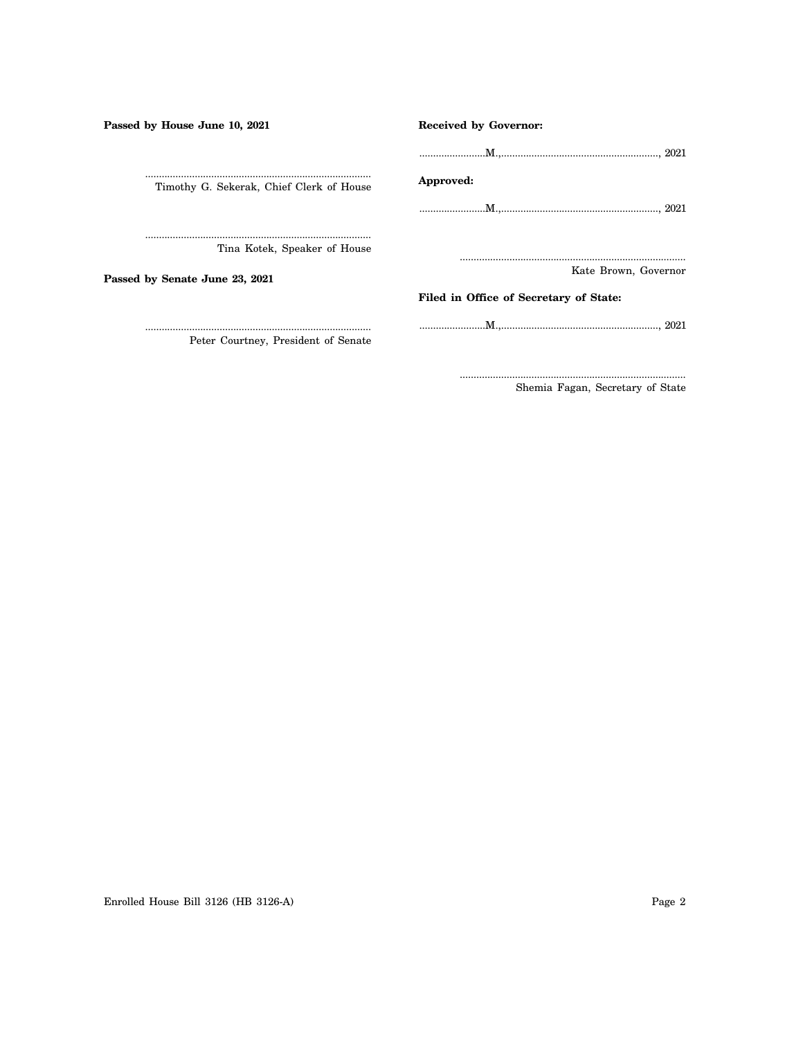**Passed by House June 10, 2021**

..................................................................................
Timothy G. Sekerak, Chief Clerk of House

..................................................................................
Tina Kotek, Speaker of House

**Passed by Senate June 23, 2021**

..................................................................................
Peter Courtney, President of Senate

**Received by Governor:**

........................M.,.........................................................., 2021

**Approved:**

........................M.,.........................................................., 2021

..................................................................................
Kate Brown, Governor

**Filed in Office of Secretary of State:**

........................M.,.........................................................., 2021

..................................................................................
Shemia Fagan, Secretary of State

Enrolled House Bill 3126 (HB 3126-A)